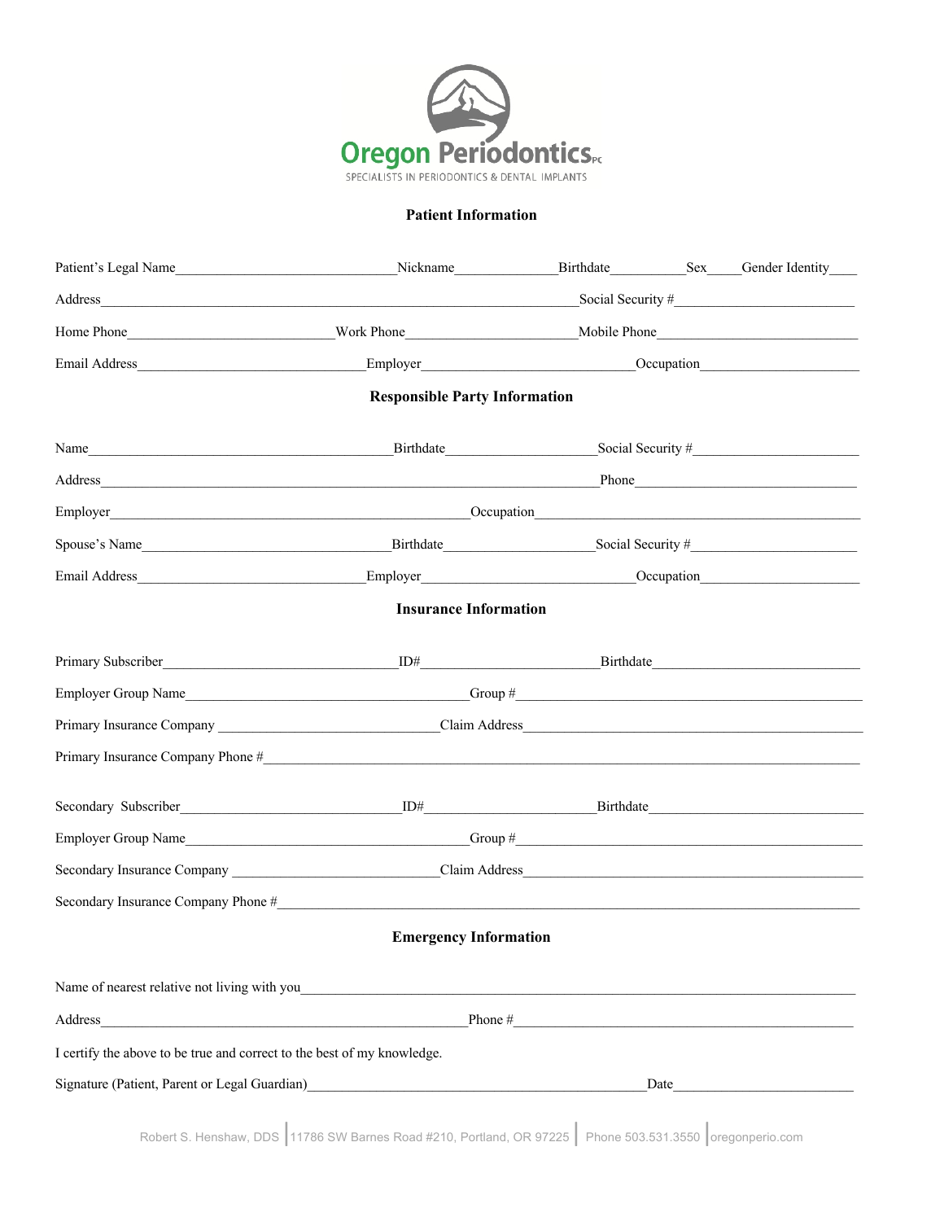Oregon Periodontics PC

SPECIALISTS IN PERIODONTICS & DENTAL IMPLANTS

## Patient Information

Patient's Legal Name_______________________________Nickname______________Birthdate___________Sex_____Gender Identity____

Address___________________________________________________________________Social Security #_________________________

Home Phone_____________________________Work Phone________________________Mobile Phone____________________________

Email Address________________________________Employer_____________________________Occupation_______________________

## Responsible Party Information

Name___________________________________________Birthdate_____________________Social Security #________________________

Address______________________________________________________________________Phone________________________________

Employer_________________________________________________Occupation_____________________________________________

Spouse's Name____________________________________Birthdate_____________________Social Security #________________________

Email Address________________________________Employer_____________________________Occupation_______________________

## Insurance Information

Primary Subscriber________________________________ID#_________________________Birthdate______________________________

Employer Group Name________________________________________Group #_____________________________________________________

Primary Insurance Company ______________________________Claim Address__________________________________________________

Primary Insurance Company Phone #____________________________________________________________________________________

Secondary Subscriber______________________________ID#_________________________Birthdate______________________________

Employer Group Name________________________________________Group #_____________________________________________________

Secondary Insurance Company _____________________________Claim Address__________________________________________________

Secondary Insurance Company Phone #_________________________________________________________________________________

## Emergency Information

Name of nearest relative not living with you______________________________________________________________________________

Address____________________________________________________Phone #__________________________________________________

I certify the above to be true and correct to the best of my knowledge.

Signature (Patient, Parent or Legal Guardian)________________________________________________Date__________________________

Robert S. Henshaw, DDS | 11786 SW Barnes Road #210, Portland, OR 97225 | Phone 503.531.3550 | oregonperio.com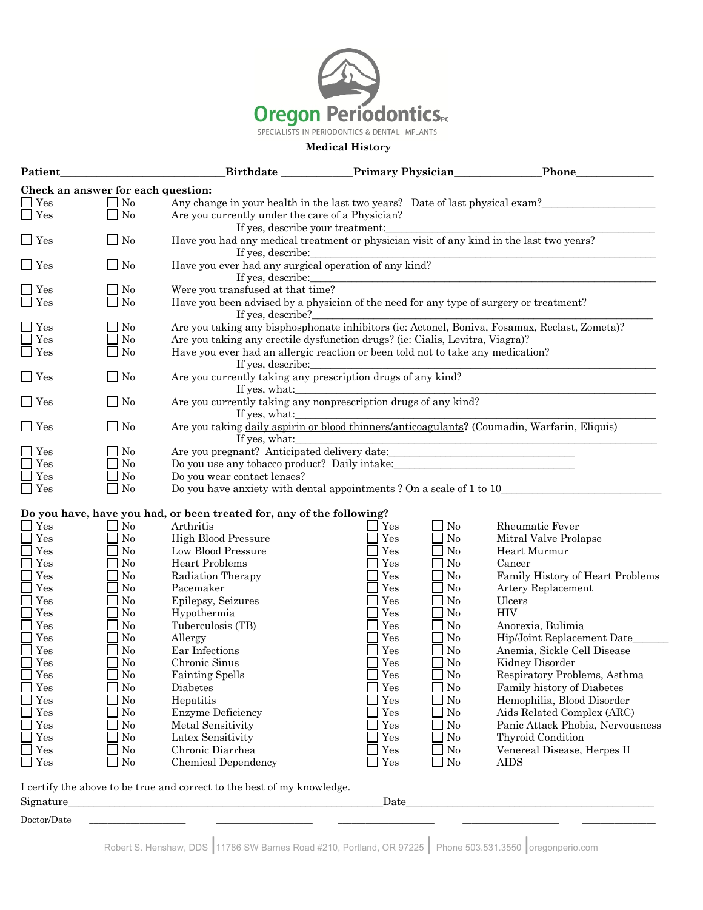**Oregon Periodontics** PC

SPECIALISTS IN PERIODONTICS & DENTAL IMPLANTS

## Medical History

**Patient**_____________________________ **Birthdate** ____________ **Primary Physician**_______________ **Phone**_____________

**Check an answer for each question:**

- ☐ Yes ☐ No Any change in your health in the last two years? Date of last physical exam?_____________________
- ☐ Yes ☐ No Are you currently under the care of a Physician?
  - If yes, describe your treatment:_____________________________________________
- ☐ Yes ☐ No Have you had any medical treatment or physician visit of any kind in the last two years?
  - If yes, describe:___________________________________________________________
- ☐ Yes ☐ No Have you ever had any surgical operation of any kind?
  - If yes, describe:___________________________________________________________
- ☐ Yes ☐ No Were you transfused at that time?
- ☐ Yes ☐ No Have you been advised by a physician of the need for any type of surgery or treatment?
  - If yes, describe?___________________________________________________________
- ☐ Yes ☐ No Are you taking any bisphosphonate inhibitors (ie: Actonel, Boniva, Fosamax, Reclast, Zometa)?
- ☐ Yes ☐ No Are you taking any erectile dysfunction drugs? (ie: Cialis, Levitra, Viagra)?
- ☐ Yes ☐ No Have you ever had an allergic reaction or been told not to take any medication?
  - If yes, describe:___________________________________________________________
- ☐ Yes ☐ No Are you currently taking any prescription drugs of any kind?
  - If yes, what:______________________________________________________________
- ☐ Yes ☐ No Are you currently taking any nonprescription drugs of any kind?
  - If yes, what:______________________________________________________________
- ☐ Yes ☐ No Are you taking daily aspirin or blood thinners/anticoagulants**?** (Coumadin, Warfarin, Eliquis)
  - If yes, what:______________________________________________________________
- ☐ Yes ☐ No Are you pregnant? Anticipated delivery date:__________________________________
- ☐ Yes ☐ No Do you use any tobacco product? Daily intake:_________________________________
- ☐ Yes ☐ No Do you wear contact lenses?
- ☐ Yes ☐ No Do you have anxiety with dental appointments ? On a scale of 1 to 10_____________________________

**Do you have, have you had, or been treated for, any of the following?**

| | | | | | |
|---|---|---|---|---|---|
| ☐ Yes | ☐ No | Arthritis | ☐ Yes | ☐ No | Rheumatic Fever |
| ☐ Yes | ☐ No | High Blood Pressure | ☐ Yes | ☐ No | Mitral Valve Prolapse |
| ☐ Yes | ☐ No | Low Blood Pressure | ☐ Yes | ☐ No | Heart Murmur |
| ☐ Yes | ☐ No | Heart Problems | ☐ Yes | ☐ No | Cancer |
| ☐ Yes | ☐ No | Radiation Therapy | ☐ Yes | ☐ No | Family History of Heart Problems |
| ☐ Yes | ☐ No | Pacemaker | ☐ Yes | ☐ No | Artery Replacement |
| ☐ Yes | ☐ No | Epilepsy, Seizures | ☐ Yes | ☐ No | Ulcers |
| ☐ Yes | ☐ No | Hypothermia | ☐ Yes | ☐ No | HIV |
| ☐ Yes | ☐ No | Tuberculosis (TB) | ☐ Yes | ☐ No | Anorexia, Bulimia |
| ☐ Yes | ☐ No | Allergy | ☐ Yes | ☐ No | Hip/Joint Replacement Date_______ |
| ☐ Yes | ☐ No | Ear Infections | ☐ Yes | ☐ No | Anemia, Sickle Cell Disease |
| ☐ Yes | ☐ No | Chronic Sinus | ☐ Yes | ☐ No | Kidney Disorder |
| ☐ Yes | ☐ No | Fainting Spells | ☐ Yes | ☐ No | Respiratory Problems, Asthma |
| ☐ Yes | ☐ No | Diabetes | ☐ Yes | ☐ No | Family history of Diabetes |
| ☐ Yes | ☐ No | Hepatitis | ☐ Yes | ☐ No | Hemophilia, Blood Disorder |
| ☐ Yes | ☐ No | Enzyme Deficiency | ☐ Yes | ☐ No | Aids Related Complex (ARC) |
| ☐ Yes | ☐ No | Metal Sensitivity | ☐ Yes | ☐ No | Panic Attack Phobia, Nervousness |
| ☐ Yes | ☐ No | Latex Sensitivity | ☐ Yes | ☐ No | Thyroid Condition |
| ☐ Yes | ☐ No | Chronic Diarrhea | ☐ Yes | ☐ No | Venereal Disease, Herpes II |
| ☐ Yes | ☐ No | Chemical Dependency | ☐ Yes | ☐ No | AIDS |

I certify the above to be true and correct to the best of my knowledge.

Signature_____________________________________________________________ Date_____________________________________________

Doctor/Date ___________________ ___________________ ___________________ ___________________ _______________

Robert S. Henshaw, DDS | 11786 SW Barnes Road #210, Portland, OR 97225 | Phone 503.531.3550 | oregonperio.com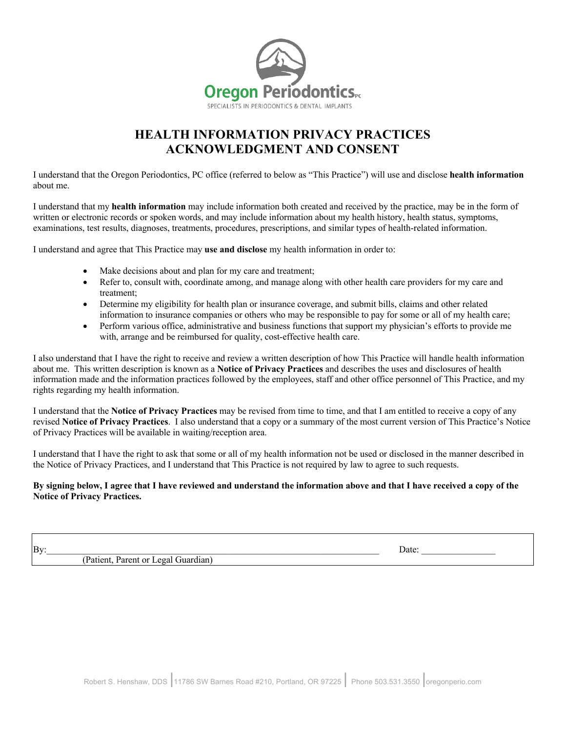Oregon Periodontics PC
SPECIALISTS IN PERIODONTICS & DENTAL IMPLANTS

# HEALTH INFORMATION PRIVACY PRACTICES ACKNOWLEDGMENT AND CONSENT

I understand that the Oregon Periodontics, PC office (referred to below as "This Practice") will use and disclose **health information** about me.

I understand that my **health information** may include information both created and received by the practice, may be in the form of written or electronic records or spoken words, and may include information about my health history, health status, symptoms, examinations, test results, diagnoses, treatments, procedures, prescriptions, and similar types of health-related information.

I understand and agree that This Practice may **use and disclose** my health information in order to:

- Make decisions about and plan for my care and treatment;
- Refer to, consult with, coordinate among, and manage along with other health care providers for my care and treatment;
- Determine my eligibility for health plan or insurance coverage, and submit bills, claims and other related information to insurance companies or others who may be responsible to pay for some or all of my health care;
- Perform various office, administrative and business functions that support my physician's efforts to provide me with, arrange and be reimbursed for quality, cost-effective health care.

I also understand that I have the right to receive and review a written description of how This Practice will handle health information about me. This written description is known as a **Notice of Privacy Practices** and describes the uses and disclosures of health information made and the information practices followed by the employees, staff and other office personnel of This Practice, and my rights regarding my health information.

I understand that the **Notice of Privacy Practices** may be revised from time to time, and that I am entitled to receive a copy of any revised **Notice of Privacy Practices**. I also understand that a copy or a summary of the most current version of This Practice's Notice of Privacy Practices will be available in waiting/reception area.

I understand that I have the right to ask that some or all of my health information not be used or disclosed in the manner described in the Notice of Privacy Practices, and I understand that This Practice is not required by law to agree to such requests.

**By signing below, I agree that I have reviewed and understand the information above and that I have received a copy of the Notice of Privacy Practices.**

By:_______________________________________________________________ Date: ________________
(Patient, Parent or Legal Guardian)

Robert S. Henshaw, DDS | 11786 SW Barnes Road #210, Portland, OR 97225 | Phone 503.531.3550 | oregonperio.com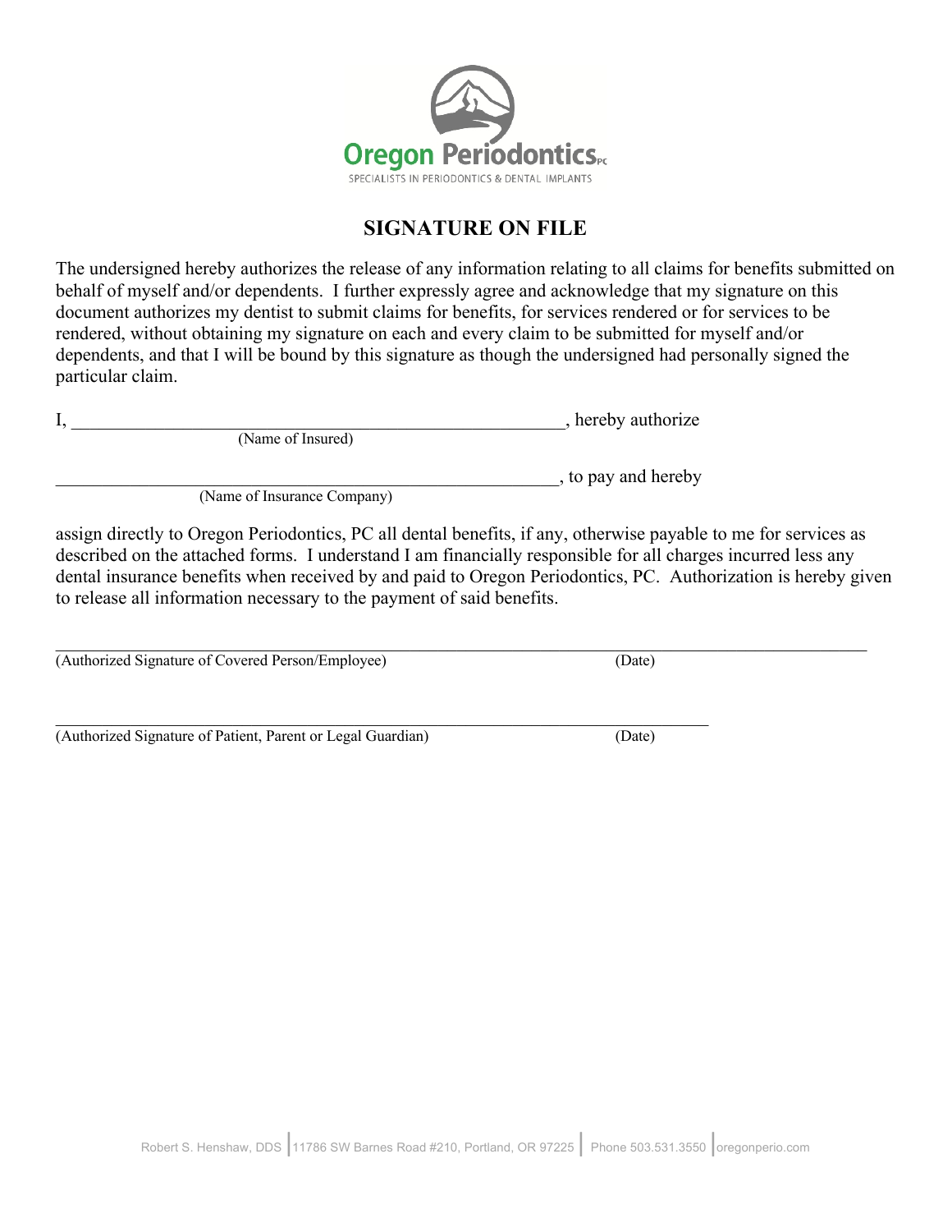Oregon Periodontics PC

SPECIALISTS IN PERIODONTICS & DENTAL IMPLANTS

## SIGNATURE ON FILE

The undersigned hereby authorizes the release of any information relating to all claims for benefits submitted on behalf of myself and/or dependents. I further expressly agree and acknowledge that my signature on this document authorizes my dentist to submit claims for benefits, for services rendered or for services to be rendered, without obtaining my signature on each and every claim to be submitted for myself and/or dependents, and that I will be bound by this signature as though the undersigned had personally signed the particular claim.

I, ________________________________________________________, hereby authorize
(Name of Insured)

________________________________________________________, to pay and hereby
(Name of Insurance Company)

assign directly to Oregon Periodontics, PC all dental benefits, if any, otherwise payable to me for services as described on the attached forms. I understand I am financially responsible for all charges incurred less any dental insurance benefits when received by and paid to Oregon Periodontics, PC. Authorization is hereby given to release all information necessary to the payment of said benefits.

______________________________________________________________________________________
(Authorized Signature of Covered Person/Employee) (Date)

______________________________________________________________________________________
(Authorized Signature of Patient, Parent or Legal Guardian) (Date)

Robert S. Henshaw, DDS | 11786 SW Barnes Road #210, Portland, OR 97225 | Phone 503.531.3550 | oregonperio.com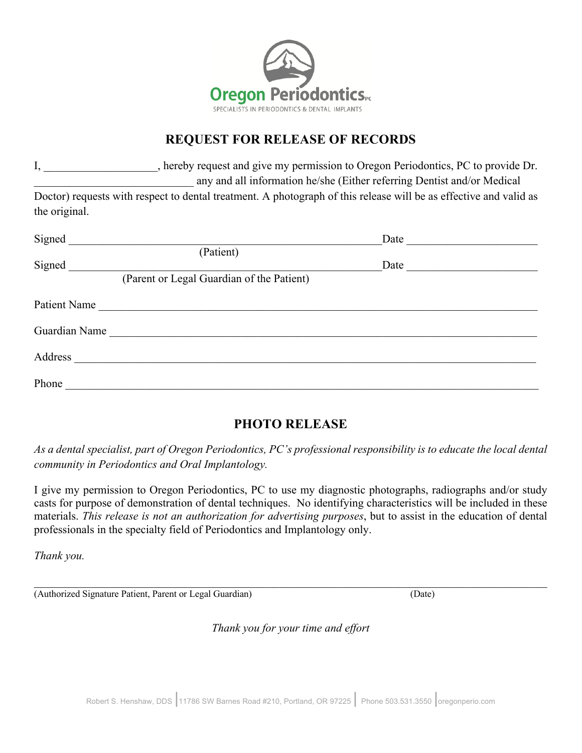**Oregon Periodontics** PC
SPECIALISTS IN PERIODONTICS & DENTAL IMPLANTS

## REQUEST FOR RELEASE OF RECORDS

I, ____________________, hereby request and give my permission to Oregon Periodontics, PC to provide Dr. ____________________________ any and all information he/she (Either referring Dentist and/or Medical Doctor) requests with respect to dental treatment. A photograph of this release will be as effective and valid as the original.

Signed ________________________________________________________ Date ______________________
(Patient)

Signed ________________________________________________________ Date ______________________
(Parent or Legal Guardian of the Patient)

Patient Name ______________________________________________________________________________

Guardian Name _____________________________________________________________________________

Address __________________________________________________________________________________

Phone ___________________________________________________________________________________

## PHOTO RELEASE

*As a dental specialist, part of Oregon Periodontics, PC's professional responsibility is to educate the local dental community in Periodontics and Oral Implantology.*

I give my permission to Oregon Periodontics, PC to use my diagnostic photographs, radiographs and/or study casts for purpose of demonstration of dental techniques. No identifying characteristics will be included in these materials. *This release is not an authorization for advertising purposes*, but to assist in the education of dental professionals in the specialty field of Periodontics and Implantology only.

*Thank you.*

______________________________________________________________________________________________
(Authorized Signature Patient, Parent or Legal Guardian) (Date)

*Thank you for your time and effort*

Robert S. Henshaw, DDS | 11786 SW Barnes Road #210, Portland, OR 97225 | Phone 503.531.3550 | oregonperio.com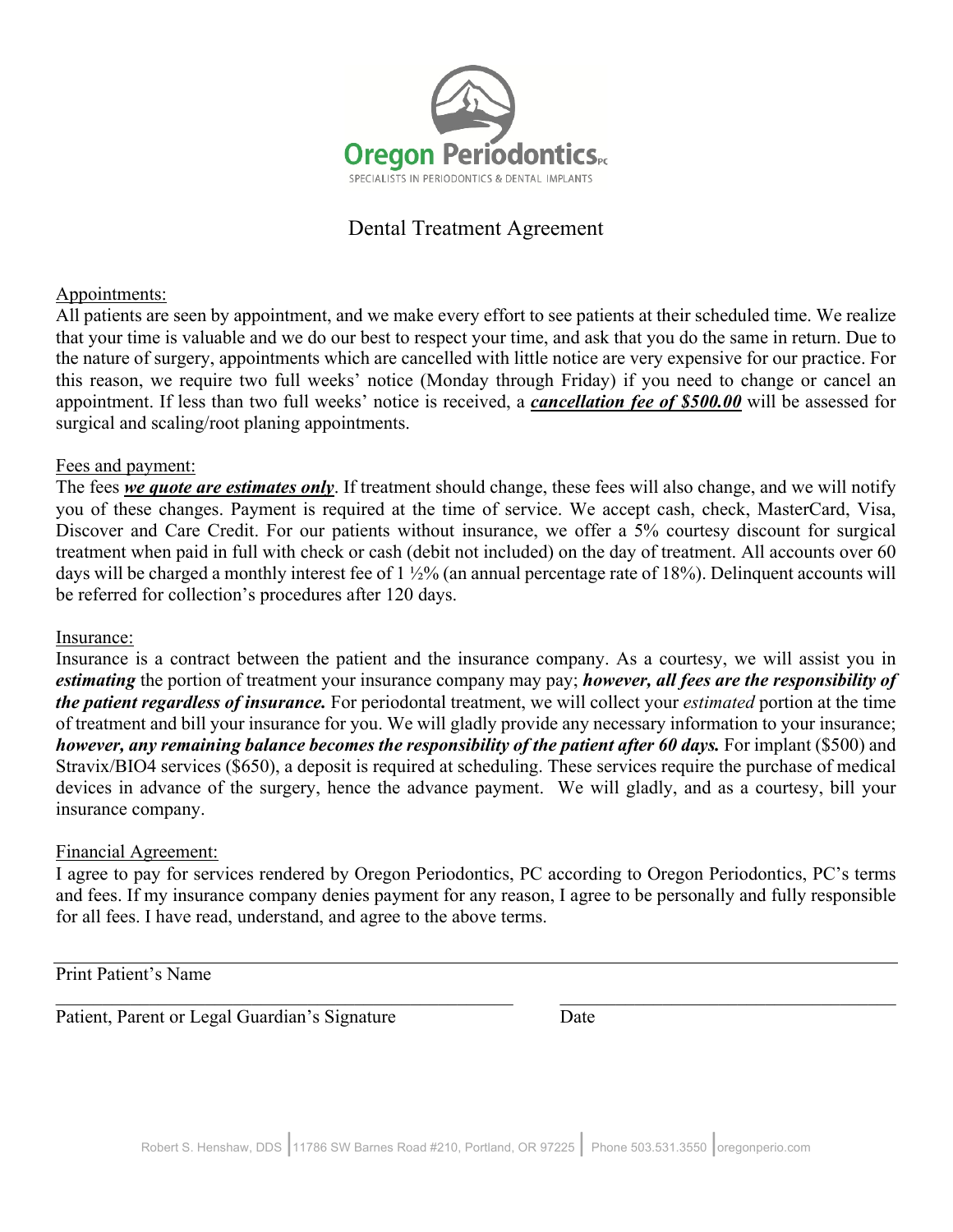**Oregon Periodontics**PC

SPECIALISTS IN PERIODONTICS & DENTAL IMPLANTS

# Dental Treatment Agreement

Appointments:

All patients are seen by appointment, and we make every effort to see patients at their scheduled time. We realize that your time is valuable and we do our best to respect your time, and ask that you do the same in return. Due to the nature of surgery, appointments which are cancelled with little notice are very expensive for our practice. For this reason, we require two full weeks' notice (Monday through Friday) if you need to change or cancel an appointment. If less than two full weeks' notice is received, a ***cancellation fee of $500.00*** will be assessed for surgical and scaling/root planing appointments.

Fees and payment:

The fees ***we quote are estimates only***. If treatment should change, these fees will also change, and we will notify you of these changes. Payment is required at the time of service. We accept cash, check, MasterCard, Visa, Discover and Care Credit. For our patients without insurance, we offer a 5% courtesy discount for surgical treatment when paid in full with check or cash (debit not included) on the day of treatment. All accounts over 60 days will be charged a monthly interest fee of 1 ½% (an annual percentage rate of 18%). Delinquent accounts will be referred for collection's procedures after 120 days.

Insurance:

Insurance is a contract between the patient and the insurance company. As a courtesy, we will assist you in ***estimating*** the portion of treatment your insurance company may pay; ***however, all fees are the responsibility of the patient regardless of insurance.*** For periodontal treatment, we will collect your *estimated* portion at the time of treatment and bill your insurance for you. We will gladly provide any necessary information to your insurance; ***however, any remaining balance becomes the responsibility of the patient after 60 days.*** For implant ($500) and Stravix/BIO4 services ($650), a deposit is required at scheduling. These services require the purchase of medical devices in advance of the surgery, hence the advance payment. We will gladly, and as a courtesy, bill your insurance company.

Financial Agreement:

I agree to pay for services rendered by Oregon Periodontics, PC according to Oregon Periodontics, PC's terms and fees. If my insurance company denies payment for any reason, I agree to be personally and fully responsible for all fees. I have read, understand, and agree to the above terms.

______________________________________________

Print Patient's Name

______________________________________________ ______________________

Patient, Parent or Legal Guardian's Signature Date

Robert S. Henshaw, DDS | 11786 SW Barnes Road #210, Portland, OR 97225 | Phone 503.531.3550 | oregonperio.com